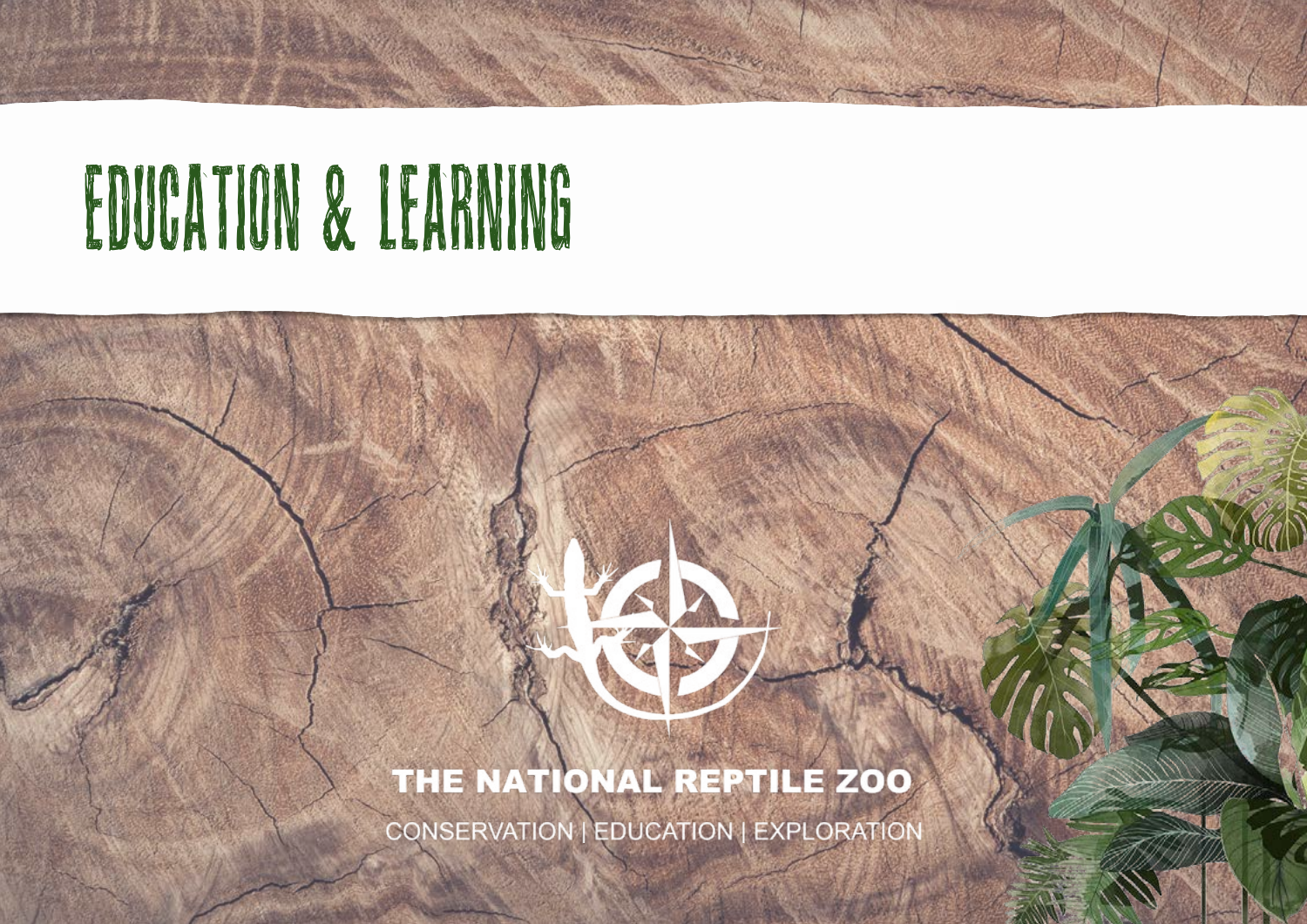# EDUCATION & LEARNING

THE NATIONAL REPTILE ZOO

CONSERVATION | EDUCATION | EXPLORATION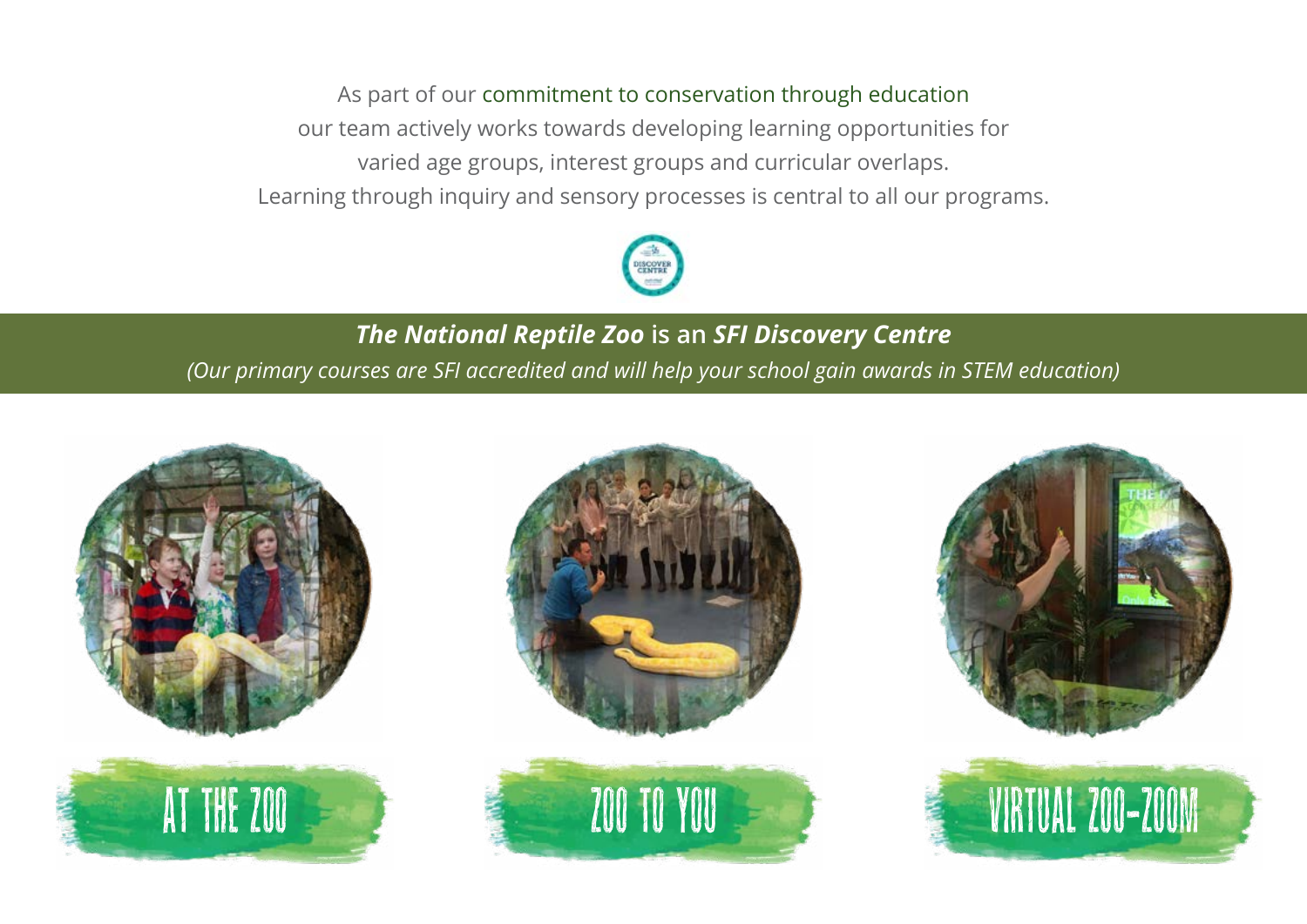As part of our commitment to conservation through education
our team actively works towards developing learning opportunities for
varied age groups, interest groups and curricular overlaps.
Learning through inquiry and sensory processes is central to all our programs.

***The National Reptile Zoo*** **is an** ***SFI Discovery Centre***

*(Our primary courses are SFI accredited and will help your school gain awards in STEM education)*

AT THE ZOO

ZOO TO YOU

VIRTUAL ZOO-ZOOM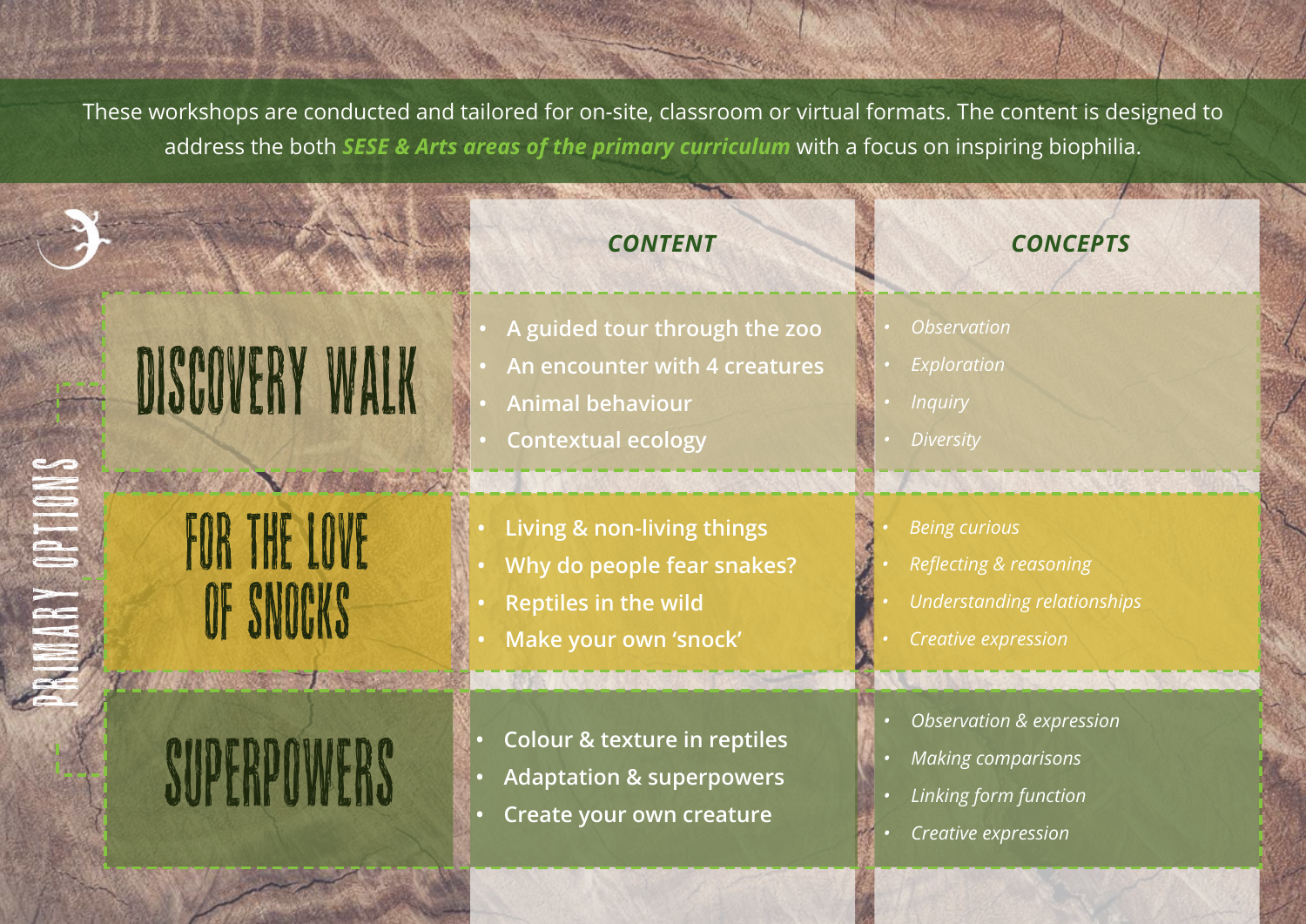These workshops are conducted and tailored for on-site, classroom or virtual formats. The content is designed to address the both ***SESE & Arts areas of the primary curriculum*** with a focus on inspiring biophilia.

## PRIMARY OPTIONS

| | ***CONTENT*** | ***CONCEPTS*** |
|---|---|---|
| **DISCOVERY WALK** | • A guided tour through the zoo<br>• An encounter with 4 creatures<br>• Animal behaviour<br>• Contextual ecology | • *Observation*<br>• *Exploration*<br>• *Inquiry*<br>• *Diversity* |
| **FOR THE LOVE OF SNOCKS** | • Living & non-living things<br>• Why do people fear snakes?<br>• Reptiles in the wild<br>• Make your own 'snock' | • *Being curious*<br>• *Reflecting & reasoning*<br>• *Understanding relationships*<br>• *Creative expression* |
| **SUPERPOWERS** | • Colour & texture in reptiles<br>• Adaptation & superpowers<br>• Create your own creature | • *Observation & expression*<br>• *Making comparisons*<br>• *Linking form function*<br>• *Creative expression* |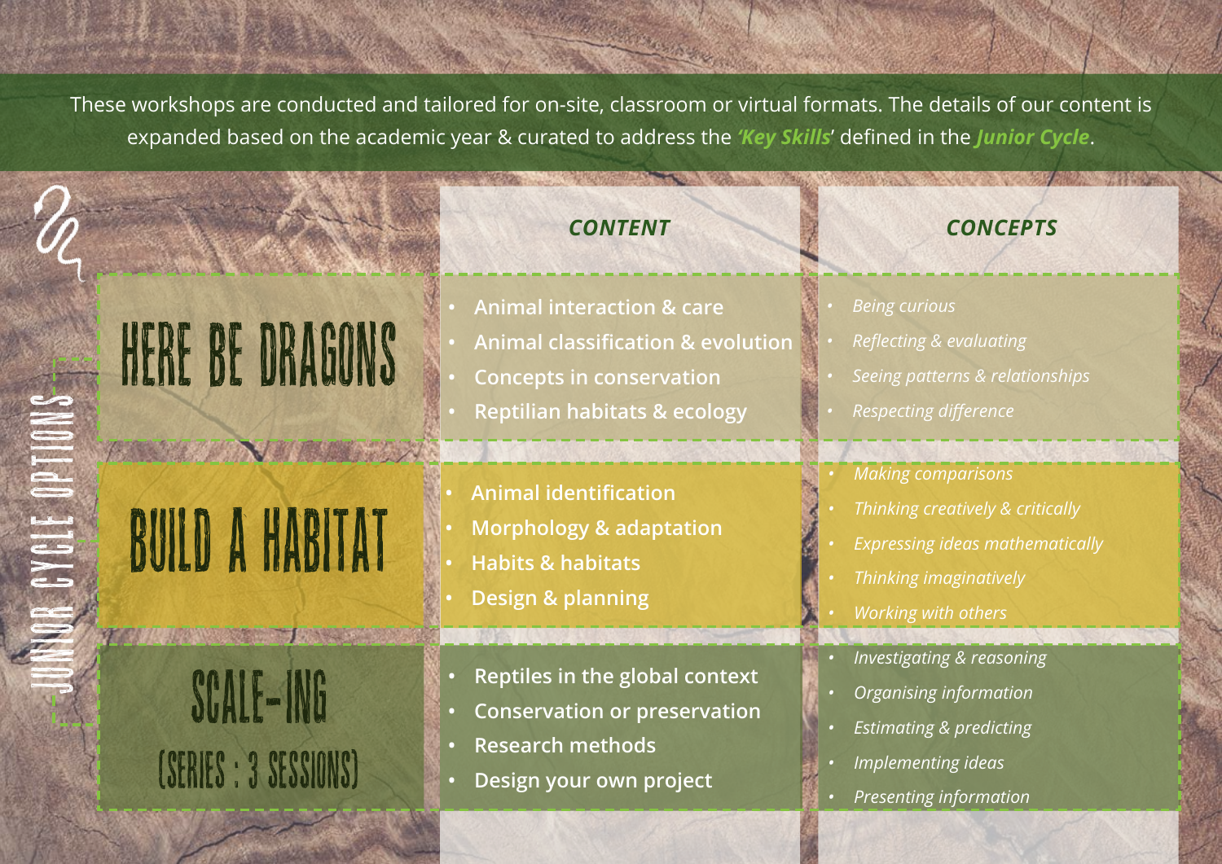These workshops are conducted and tailored for on-site, classroom or virtual formats. The details of our content is expanded based on the academic year & curated to address the ***'Key Skills'*** defined in the ***Junior Cycle***.

## JUNIOR CYCLE OPTIONS

| | CONTENT | CONCEPTS |
|---|---|---|
| **HERE BE DRAGONS** | • Animal interaction & care<br>• Animal classification & evolution<br>• Concepts in conservation<br>• Reptilian habitats & ecology | • *Being curious*<br>• *Reflecting & evaluating*<br>• *Seeing patterns & relationships*<br>• *Respecting difference* |
| **BUILD A HABITAT** | • Animal identification<br>• Morphology & adaptation<br>• Habits & habitats<br>• Design & planning | • *Making comparisons*<br>• *Thinking creatively & critically*<br>• *Expressing ideas mathematically*<br>• *Thinking imaginatively*<br>• *Working with others* |
| **SCALE-ING** (SERIES : 3 SESSIONS) | • Reptiles in the global context<br>• Conservation or preservation<br>• Research methods<br>• Design your own project | • *Investigating & reasoning*<br>• *Organising information*<br>• *Estimating & predicting*<br>• *Implementing ideas*<br>• *Presenting information* |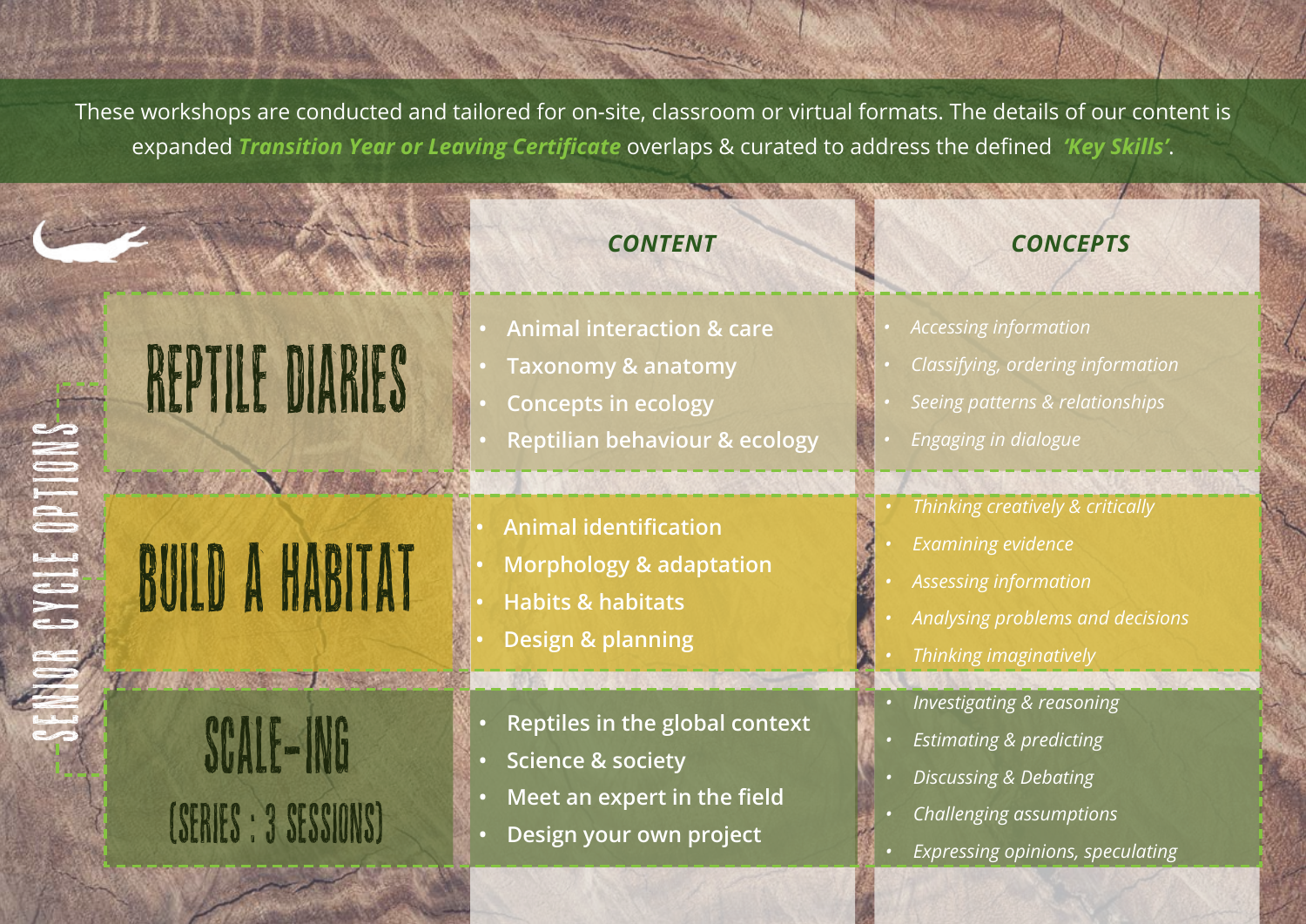These workshops are conducted and tailored for on-site, classroom or virtual formats. The details of our content is expanded ***Transition Year or Leaving Certificate*** overlaps & curated to address the defined ***'Key Skills'***.

## SENIOR CYCLE OPTIONS

| | CONTENT | CONCEPTS |
|---|---|---|
| **REPTILE DIARIES** | • Animal interaction & care<br>• Taxonomy & anatomy<br>• Concepts in ecology<br>• Reptilian behaviour & ecology | • *Accessing information*<br>• *Classifying, ordering information*<br>• *Seeing patterns & relationships*<br>• *Engaging in dialogue* |
| **BUILD A HABITAT** | • Animal identification<br>• Morphology & adaptation<br>• Habits & habitats<br>• Design & planning | • *Thinking creatively & critically*<br>• *Examining evidence*<br>• *Assessing information*<br>• *Analysing problems and decisions*<br>• *Thinking imaginatively* |
| **SCALE-ING (SERIES : 3 SESSIONS)** | • Reptiles in the global context<br>• Science & society<br>• Meet an expert in the field<br>• Design your own project | • *Investigating & reasoning*<br>• *Estimating & predicting*<br>• *Discussing & Debating*<br>• *Challenging assumptions*<br>• *Expressing opinions, speculating* |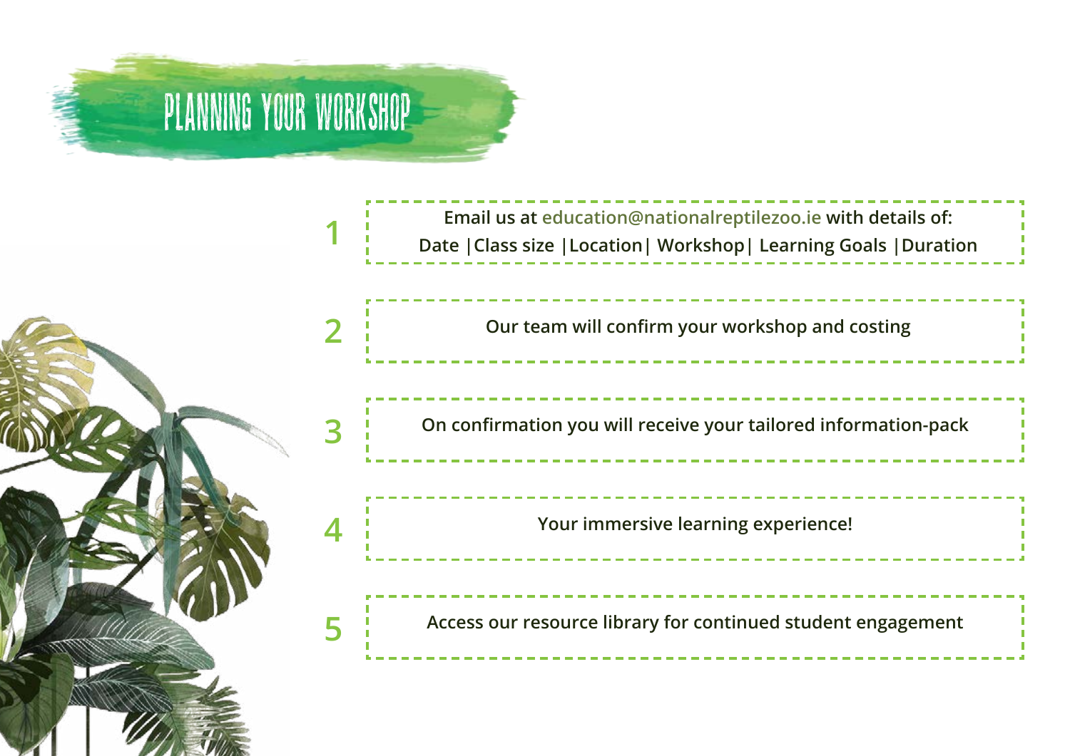# PLANNING YOUR WORKSHOP

1. **Email us at education@nationalreptilezoo.ie with details of:**
   **Date | Class size | Location | Workshop | Learning Goals | Duration**

2. **Our team will confirm your workshop and costing**

3. **On confirmation you will receive your tailored information-pack**

4. **Your immersive learning experience!**

5. **Access our resource library for continued student engagement**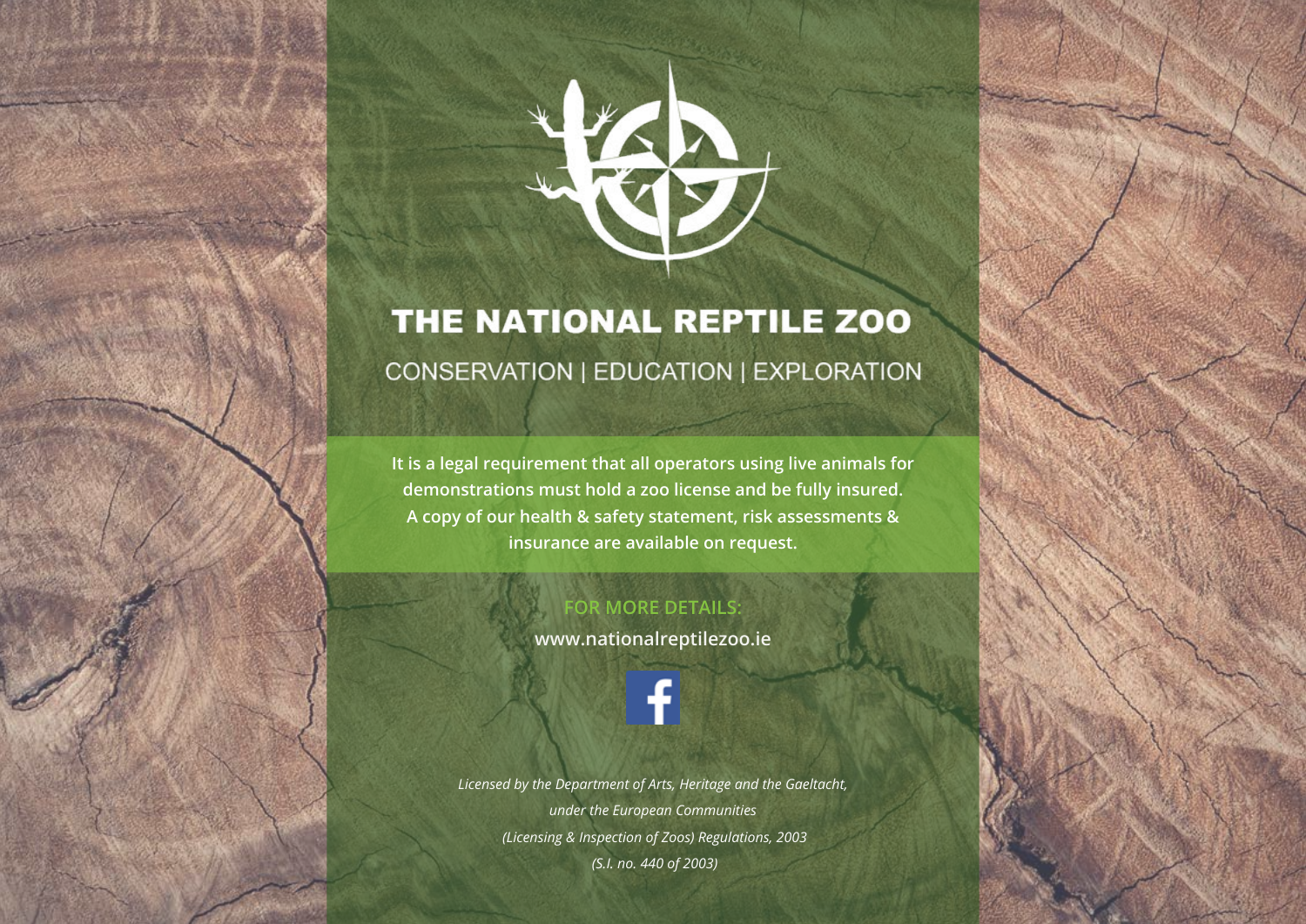# THE NATIONAL REPTILE ZOO

CONSERVATION | EDUCATION | EXPLORATION

**It is a legal requirement that all operators using live animals for demonstrations must hold a zoo license and be fully insured. A copy of our health & safety statement, risk assessments & insurance are available on request.**

**FOR MORE DETAILS:**

**www.nationalreptilezoo.ie**

*Licensed by the Department of Arts, Heritage and the Gaeltacht, under the European Communities (Licensing & Inspection of Zoos) Regulations, 2003 (S.I. no. 440 of 2003)*